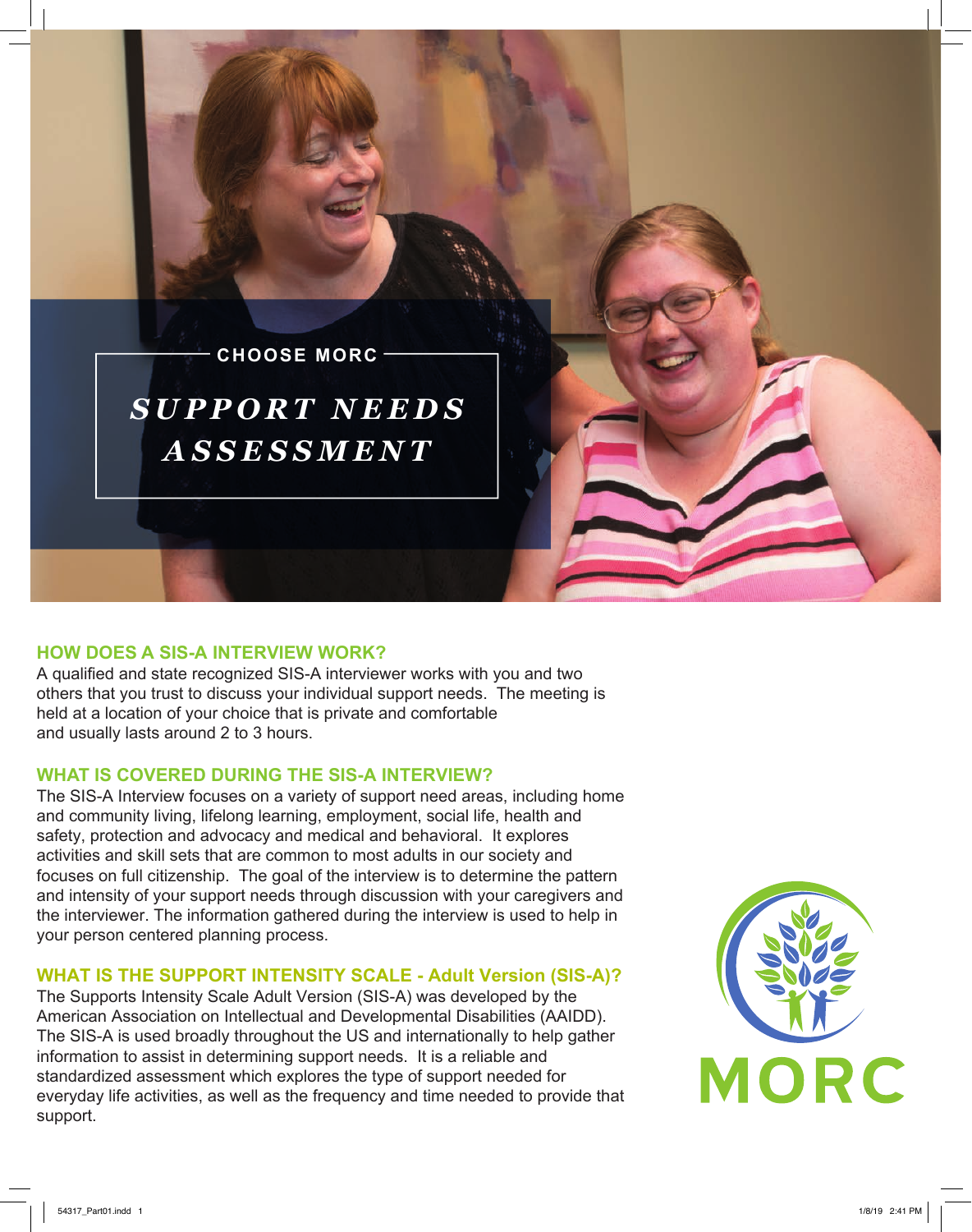CHOOSE MORC

# *SUPPORT NEEDS ASSESSMENT*

## HOW DOES A SIS-A INTERVIEW WORK?

A qualified and state recognized SIS-A interviewer works with you and two others that you trust to discuss your individual support needs. The meeting is held at a location of your choice that is private and comfortable and usually lasts around 2 to 3 hours.

## WHAT IS COVERED DURING THE SIS-A INTERVIEW?

The SIS-A Interview focuses on a variety of support need areas, including home and community living, lifelong learning, employment, social life, health and safety, protection and advocacy and medical and behavioral. It explores activities and skill sets that are common to most adults in our society and focuses on full citizenship. The goal of the interview is to determine the pattern and intensity of your support needs through discussion with your caregivers and the interviewer. The information gathered during the interview is used to help in your person centered planning process.

## WHAT IS THE SUPPORT INTENSITY SCALE - Adult Version (SIS-A)?

The Supports Intensity Scale Adult Version (SIS-A) was developed by the American Association on Intellectual and Developmental Disabilities (AAIDD). The SIS-A is used broadly throughout the US and internationally to help gather information to assist in determining support needs. It is a reliable and standardized assessment which explores the type of support needed for everyday life activities, as well as the frequency and time needed to provide that support.

MORC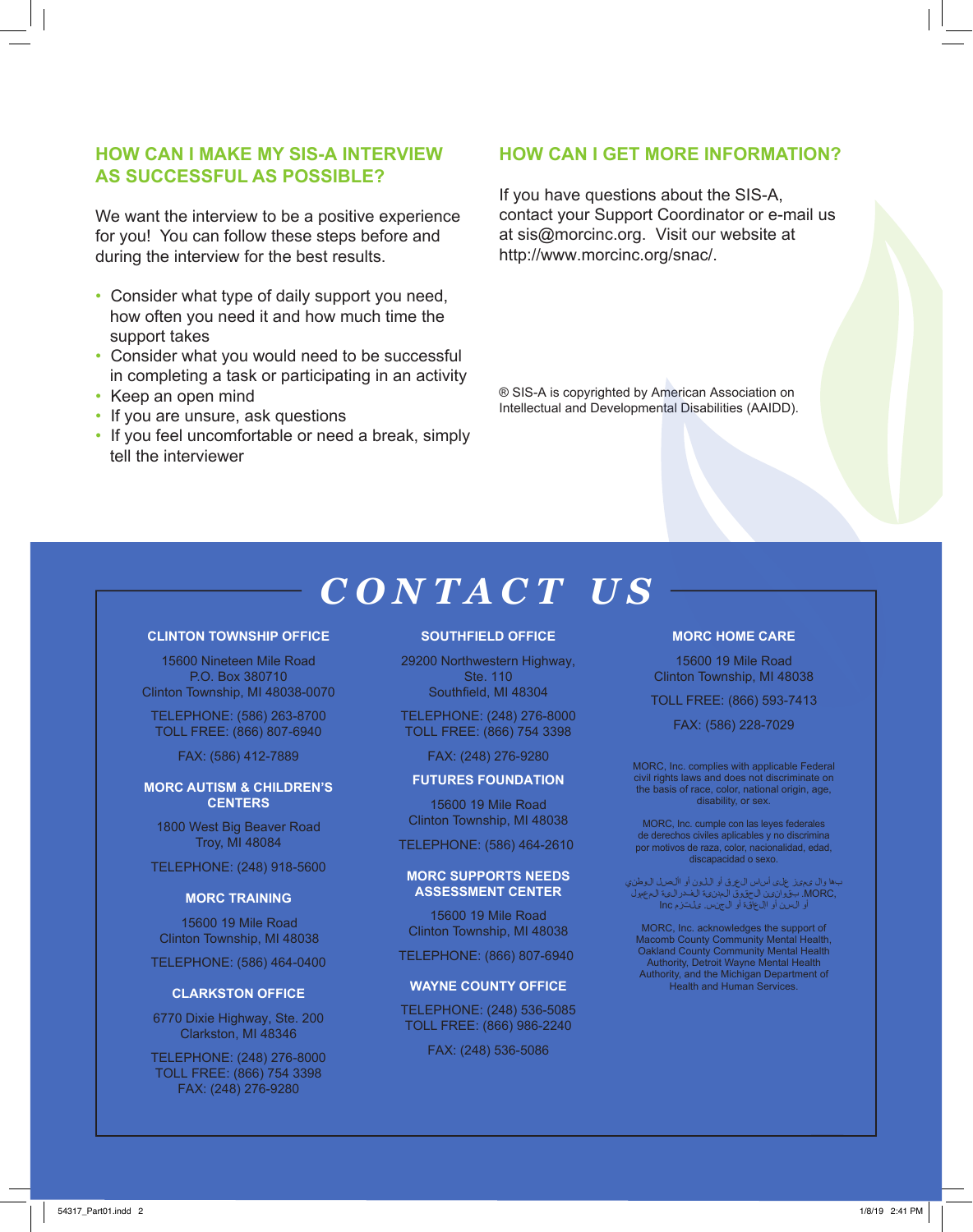## HOW CAN I MAKE MY SIS-A INTERVIEW AS SUCCESSFUL AS POSSIBLE?

We want the interview to be a positive experience for you! You can follow these steps before and during the interview for the best results.

- Consider what type of daily support you need, how often you need it and how much time the support takes
- Consider what you would need to be successful in completing a task or participating in an activity
- Keep an open mind
- If you are unsure, ask questions
- If you feel uncomfortable or need a break, simply tell the interviewer

## HOW CAN I GET MORE INFORMATION?

If you have questions about the SIS-A, contact your Support Coordinator or e-mail us at sis@morcinc.org. Visit our website at http://www.morcinc.org/snac/.

® SIS-A is copyrighted by American Association on Intellectual and Developmental Disabilities (AAIDD).

# *CONTACT US*

### CLINTON TOWNSHIP OFFICE

15600 Nineteen Mile Road
P.O. Box 380710
Clinton Township, MI 48038-0070

TELEPHONE: (586) 263-8700
TOLL FREE: (866) 807-6940

FAX: (586) 412-7889

### MORC AUTISM & CHILDREN'S CENTERS

1800 West Big Beaver Road
Troy, MI 48084

TELEPHONE: (248) 918-5600

### MORC TRAINING

15600 19 Mile Road
Clinton Township, MI 48038

TELEPHONE: (586) 464-0400

### CLARKSTON OFFICE

6770 Dixie Highway, Ste. 200
Clarkston, MI 48346

TELEPHONE: (248) 276-8000
TOLL FREE: (866) 754 3398
FAX: (248) 276-9280

### SOUTHFIELD OFFICE

29200 Northwestern Highway, Ste. 110
Southfield, MI 48304

TELEPHONE: (248) 276-8000
TOLL FREE: (866) 754 3398

FAX: (248) 276-9280

### FUTURES FOUNDATION

15600 19 Mile Road
Clinton Township, MI 48038

TELEPHONE: (586) 464-2610

### MORC SUPPORTS NEEDS ASSESSMENT CENTER

15600 19 Mile Road
Clinton Township, MI 48038

TELEPHONE: (866) 807-6940

### WAYNE COUNTY OFFICE

TELEPHONE: (248) 536-5085
TOLL FREE: (866) 986-2240

FAX: (248) 536-5086

### MORC HOME CARE

15600 19 Mile Road
Clinton Township, MI 48038

TOLL FREE: (866) 593-7413

FAX: (586) 228-7029

MORC, Inc. complies with applicable Federal civil rights laws and does not discriminate on the basis of race, color, national origin, age, disability, or sex.

MORC, Inc. cumple con las leyes federales de derechos civiles aplicables y no discrimina por motivos de raza, color, nacionalidad, edad, discapacidad o sexo.

MORC, Inc يلتزم بقوانين الحقوق المدنية الفدرالية المعمول بها وال يميز على أساس العرق أو اللون أو الأصل الوطني أو السن أو الإعاقة أو الجنس.

MORC, Inc. acknowledges the support of Macomb County Community Mental Health, Oakland County Community Mental Health Authority, Detroit Wayne Mental Health Authority, and the Michigan Department of Health and Human Services.